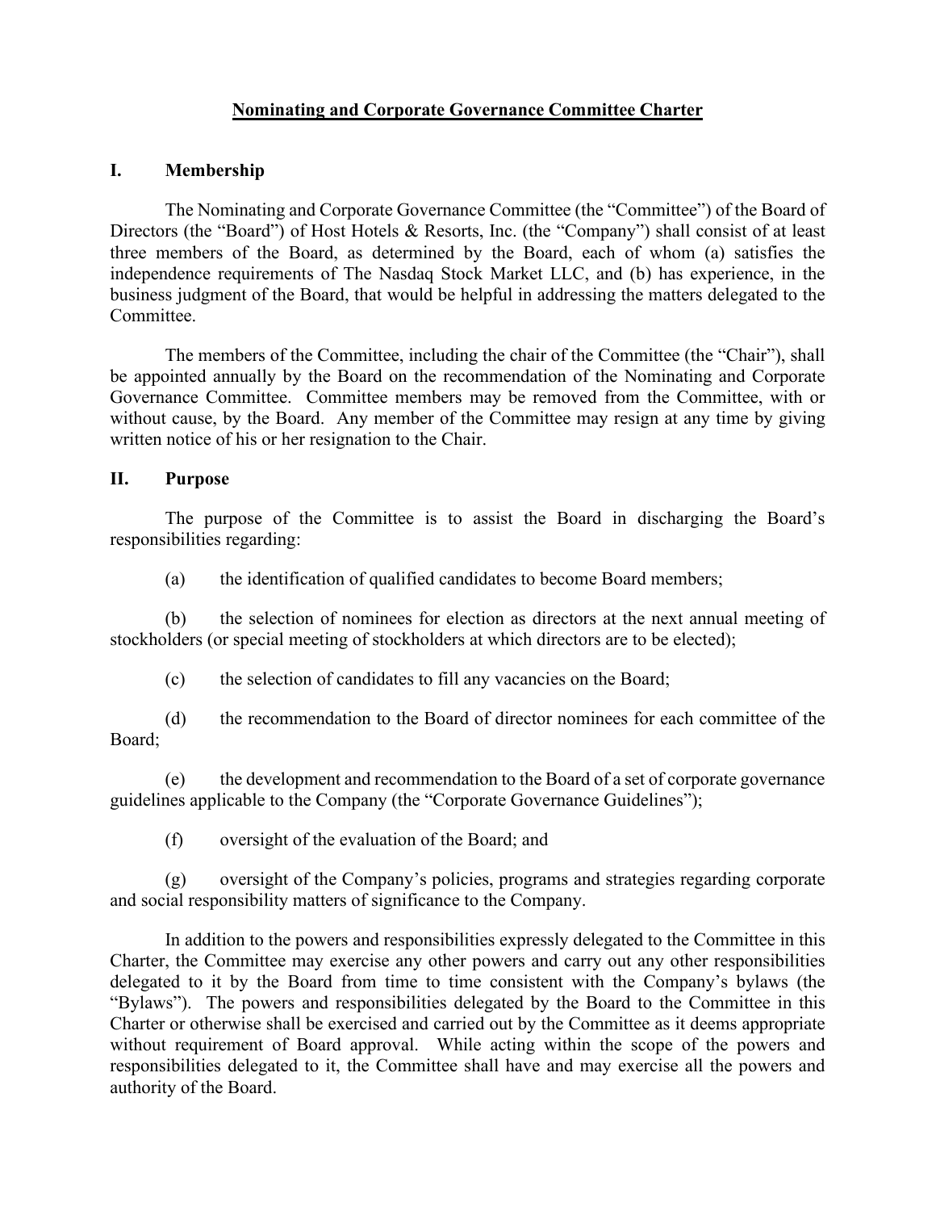# Nominating and Corporate Governance Committee Charter

## I. Membership

The Nominating and Corporate Governance Committee (the "Committee") of the Board of Directors (the "Board") of Host Hotels & Resorts, Inc. (the "Company") shall consist of at least three members of the Board, as determined by the Board, each of whom (a) satisfies the independence requirements of The Nasdaq Stock Market LLC, and (b) has experience, in the business judgment of the Board, that would be helpful in addressing the matters delegated to the Committee.

The members of the Committee, including the chair of the Committee (the "Chair"), shall be appointed annually by the Board on the recommendation of the Nominating and Corporate Governance Committee. Committee members may be removed from the Committee, with or without cause, by the Board. Any member of the Committee may resign at any time by giving written notice of his or her resignation to the Chair.

## II. Purpose

The purpose of the Committee is to assist the Board in discharging the Board's responsibilities regarding:

(a) the identification of qualified candidates to become Board members;

(b) the selection of nominees for election as directors at the next annual meeting of stockholders (or special meeting of stockholders at which directors are to be elected);

(c) the selection of candidates to fill any vacancies on the Board;

(d) the recommendation to the Board of director nominees for each committee of the Board;

(e) the development and recommendation to the Board of a set of corporate governance guidelines applicable to the Company (the "Corporate Governance Guidelines");

(f) oversight of the evaluation of the Board; and

(g) oversight of the Company's policies, programs and strategies regarding corporate and social responsibility matters of significance to the Company.

In addition to the powers and responsibilities expressly delegated to the Committee in this Charter, the Committee may exercise any other powers and carry out any other responsibilities delegated to it by the Board from time to time consistent with the Company's bylaws (the "Bylaws"). The powers and responsibilities delegated by the Board to the Committee in this Charter or otherwise shall be exercised and carried out by the Committee as it deems appropriate without requirement of Board approval. While acting within the scope of the powers and responsibilities delegated to it, the Committee shall have and may exercise all the powers and authority of the Board.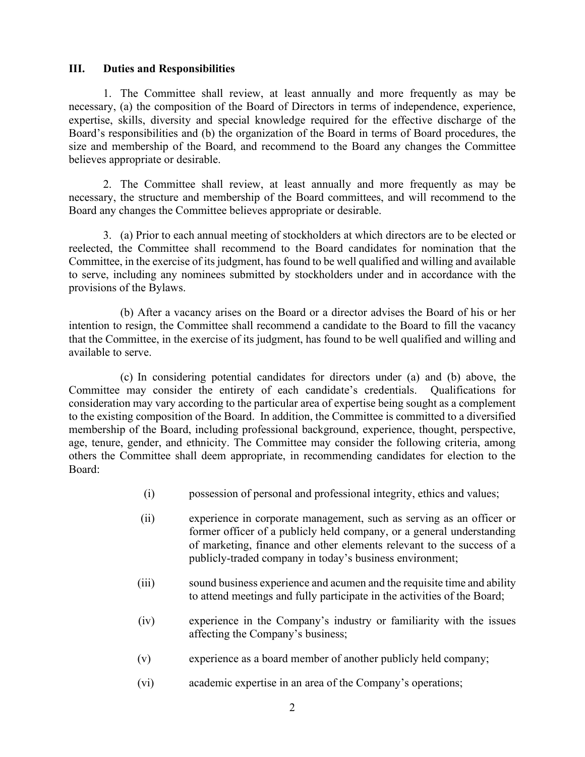## III. Duties and Responsibilities

1. The Committee shall review, at least annually and more frequently as may be necessary, (a) the composition of the Board of Directors in terms of independence, experience, expertise, skills, diversity and special knowledge required for the effective discharge of the Board's responsibilities and (b) the organization of the Board in terms of Board procedures, the size and membership of the Board, and recommend to the Board any changes the Committee believes appropriate or desirable.

2. The Committee shall review, at least annually and more frequently as may be necessary, the structure and membership of the Board committees, and will recommend to the Board any changes the Committee believes appropriate or desirable.

3. (a) Prior to each annual meeting of stockholders at which directors are to be elected or reelected, the Committee shall recommend to the Board candidates for nomination that the Committee, in the exercise of its judgment, has found to be well qualified and willing and available to serve, including any nominees submitted by stockholders under and in accordance with the provisions of the Bylaws.

(b) After a vacancy arises on the Board or a director advises the Board of his or her intention to resign, the Committee shall recommend a candidate to the Board to fill the vacancy that the Committee, in the exercise of its judgment, has found to be well qualified and willing and available to serve.

(c) In considering potential candidates for directors under (a) and (b) above, the Committee may consider the entirety of each candidate's credentials. Qualifications for consideration may vary according to the particular area of expertise being sought as a complement to the existing composition of the Board. In addition, the Committee is committed to a diversified membership of the Board, including professional background, experience, thought, perspective, age, tenure, gender, and ethnicity. The Committee may consider the following criteria, among others the Committee shall deem appropriate, in recommending candidates for election to the Board:

- (i) possession of personal and professional integrity, ethics and values;
- (ii) experience in corporate management, such as serving as an officer or former officer of a publicly held company, or a general understanding of marketing, finance and other elements relevant to the success of a publicly-traded company in today's business environment;
- (iii) sound business experience and acumen and the requisite time and ability to attend meetings and fully participate in the activities of the Board;
- (iv) experience in the Company's industry or familiarity with the issues affecting the Company's business;
- (v) experience as a board member of another publicly held company;
- (vi) academic expertise in an area of the Company's operations;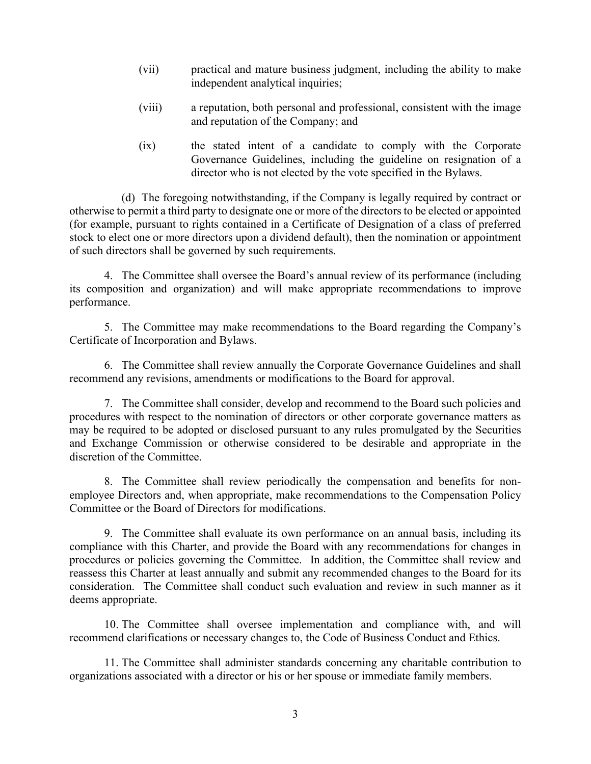(vii) practical and mature business judgment, including the ability to make independent analytical inquiries;

(viii) a reputation, both personal and professional, consistent with the image and reputation of the Company; and

(ix) the stated intent of a candidate to comply with the Corporate Governance Guidelines, including the guideline on resignation of a director who is not elected by the vote specified in the Bylaws.

(d) The foregoing notwithstanding, if the Company is legally required by contract or otherwise to permit a third party to designate one or more of the directors to be elected or appointed (for example, pursuant to rights contained in a Certificate of Designation of a class of preferred stock to elect one or more directors upon a dividend default), then the nomination or appointment of such directors shall be governed by such requirements.

4. The Committee shall oversee the Board's annual review of its performance (including its composition and organization) and will make appropriate recommendations to improve performance.

5. The Committee may make recommendations to the Board regarding the Company's Certificate of Incorporation and Bylaws.

6. The Committee shall review annually the Corporate Governance Guidelines and shall recommend any revisions, amendments or modifications to the Board for approval.

7. The Committee shall consider, develop and recommend to the Board such policies and procedures with respect to the nomination of directors or other corporate governance matters as may be required to be adopted or disclosed pursuant to any rules promulgated by the Securities and Exchange Commission or otherwise considered to be desirable and appropriate in the discretion of the Committee.

8. The Committee shall review periodically the compensation and benefits for non-employee Directors and, when appropriate, make recommendations to the Compensation Policy Committee or the Board of Directors for modifications.

9. The Committee shall evaluate its own performance on an annual basis, including its compliance with this Charter, and provide the Board with any recommendations for changes in procedures or policies governing the Committee. In addition, the Committee shall review and reassess this Charter at least annually and submit any recommended changes to the Board for its consideration. The Committee shall conduct such evaluation and review in such manner as it deems appropriate.

10. The Committee shall oversee implementation and compliance with, and will recommend clarifications or necessary changes to, the Code of Business Conduct and Ethics.

11. The Committee shall administer standards concerning any charitable contribution to organizations associated with a director or his or her spouse or immediate family members.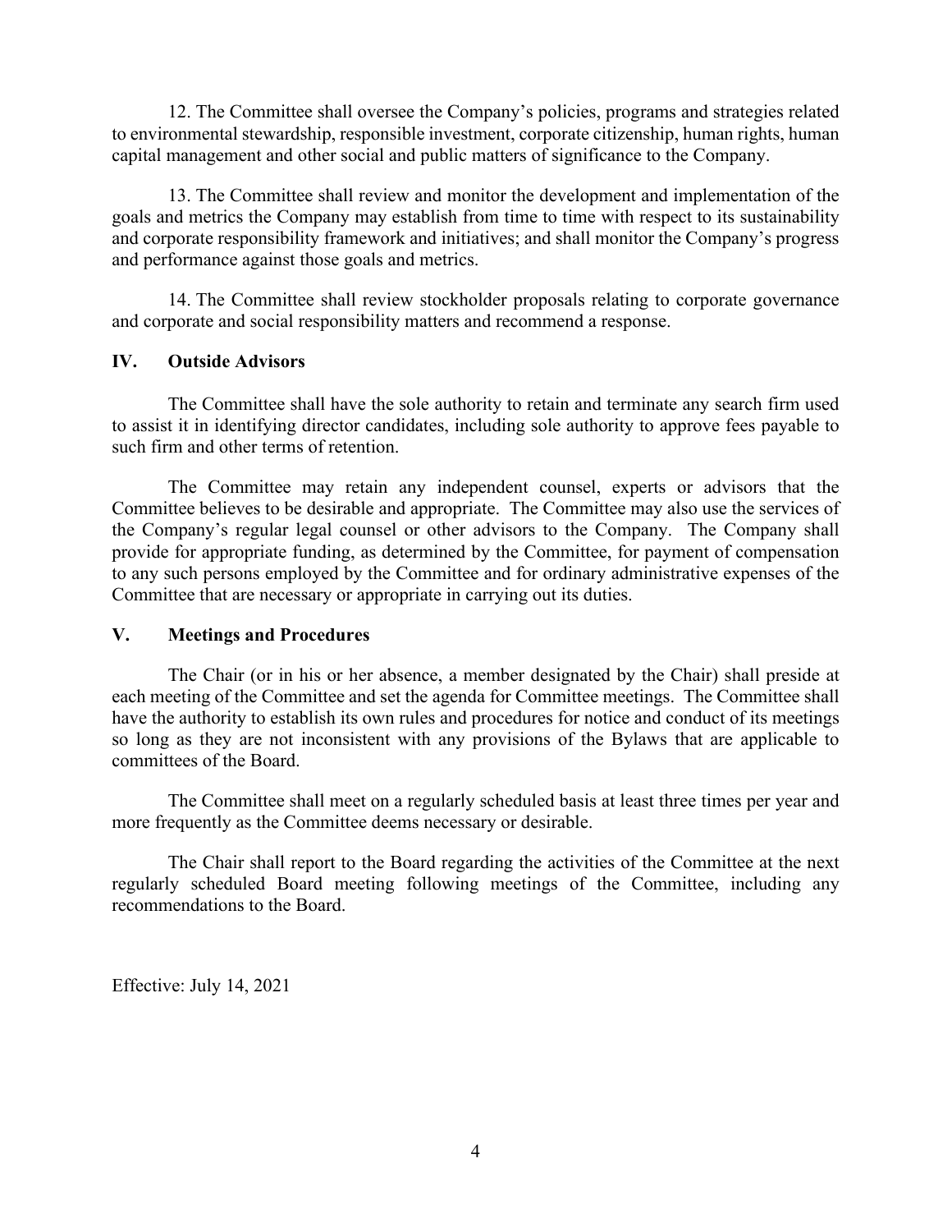12. The Committee shall oversee the Company's policies, programs and strategies related to environmental stewardship, responsible investment, corporate citizenship, human rights, human capital management and other social and public matters of significance to the Company.

13. The Committee shall review and monitor the development and implementation of the goals and metrics the Company may establish from time to time with respect to its sustainability and corporate responsibility framework and initiatives; and shall monitor the Company's progress and performance against those goals and metrics.

14. The Committee shall review stockholder proposals relating to corporate governance and corporate and social responsibility matters and recommend a response.

## IV. Outside Advisors

The Committee shall have the sole authority to retain and terminate any search firm used to assist it in identifying director candidates, including sole authority to approve fees payable to such firm and other terms of retention.

The Committee may retain any independent counsel, experts or advisors that the Committee believes to be desirable and appropriate. The Committee may also use the services of the Company's regular legal counsel or other advisors to the Company. The Company shall provide for appropriate funding, as determined by the Committee, for payment of compensation to any such persons employed by the Committee and for ordinary administrative expenses of the Committee that are necessary or appropriate in carrying out its duties.

## V. Meetings and Procedures

The Chair (or in his or her absence, a member designated by the Chair) shall preside at each meeting of the Committee and set the agenda for Committee meetings. The Committee shall have the authority to establish its own rules and procedures for notice and conduct of its meetings so long as they are not inconsistent with any provisions of the Bylaws that are applicable to committees of the Board.

The Committee shall meet on a regularly scheduled basis at least three times per year and more frequently as the Committee deems necessary or desirable.

The Chair shall report to the Board regarding the activities of the Committee at the next regularly scheduled Board meeting following meetings of the Committee, including any recommendations to the Board.

Effective: July 14, 2021